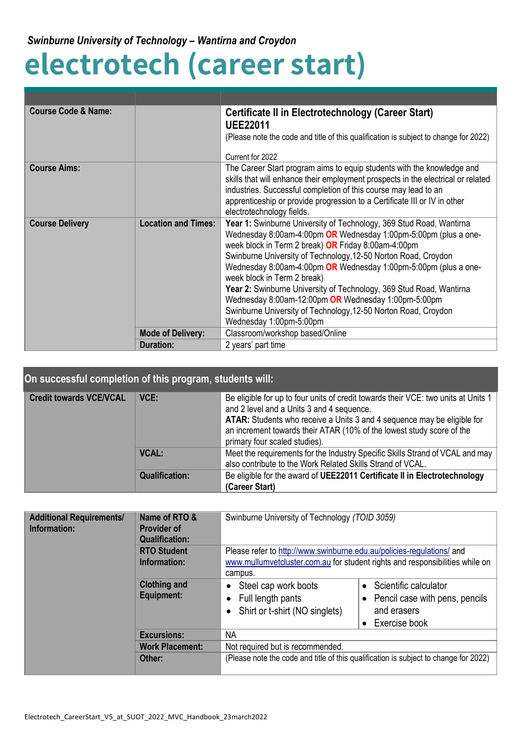*Swinburne University of Technology – Wantirna and Croydon*

# electrotech (career start)

| | | |
|---|---|---|
| **Course Code & Name:** | | **Certificate II in Electrotechnology (Career Start) UEE22011**<br>(Please note the code and title of this qualification is subject to change for 2022)<br><br>Current for 2022 |
| **Course Aims:** | | The Career Start program aims to equip students with the knowledge and skills that will enhance their employment prospects in the electrical or related industries. Successful completion of this course may lead to an apprenticeship or provide progression to a Certificate III or IV in other electrotechnology fields. |
| **Course Delivery** | **Location and Times:** | **Year 1:** Swinburne University of Technology, 369 Stud Road, Wantirna<br>Wednesday 8:00am-4:00pm **OR** Wednesday 1:00pm-5:00pm (plus a one-week block in Term 2 break) **OR** Friday 8:00am-4:00pm<br>Swinburne University of Technology,12-50 Norton Road, Croydon<br>Wednesday 8:00am-4:00pm **OR** Wednesday 1:00pm-5:00pm (plus a one-week block in Term 2 break)<br>**Year 2:** Swinburne University of Technology, 369 Stud Road, Wantirna<br>Wednesday 8:00am-12:00pm **OR** Wednesday 1:00pm-5:00pm<br>Swinburne University of Technology,12-50 Norton Road, Croydon<br>Wednesday 1:00pm-5:00pm |
| | **Mode of Delivery:** | Classroom/workshop based/Online |
| | **Duration:** | 2 years' part time |

## On successful completion of this program, students will:

| | | |
|---|---|---|
| **Credit towards VCE/VCAL** | **VCE:** | Be eligible for up to four units of credit towards their VCE: two units at Units 1 and 2 level and a Units 3 and 4 sequence.<br>**ATAR:** Students who receive a Units 3 and 4 sequence may be eligible for an increment towards their ATAR (10% of the lowest study score of the primary four scaled studies). |
| | **VCAL:** | Meet the requirements for the Industry Specific Skills Strand of VCAL and may also contribute to the Work Related Skills Strand of VCAL. |
| | **Qualification:** | Be eligible for the award of **UEE22011 Certificate II in Electrotechnology (Career Start)** |

| | | |
|---|---|---|
| **Additional Requirements/ Information:** | **Name of RTO & Provider of Qualification:** | Swinburne University of Technology *(TOID 3059)* |
| | **RTO Student Information:** | Please refer to http://www.swinburne.edu.au/policies-regulations/ and www.mullumvetcluster.com.au for student rights and responsibilities while on campus. |
| | **Clothing and Equipment:** | • Steel cap work boots<br>• Full length pants<br>• Shirt or t-shirt (NO singlets)<br>• Scientific calculator<br>• Pencil case with pens, pencils and erasers<br>• Exercise book |
| | **Excursions:** | NA |
| | **Work Placement:** | Not required but is recommended. |
| | **Other:** | (Please note the code and title of this qualification is subject to change for 2022) |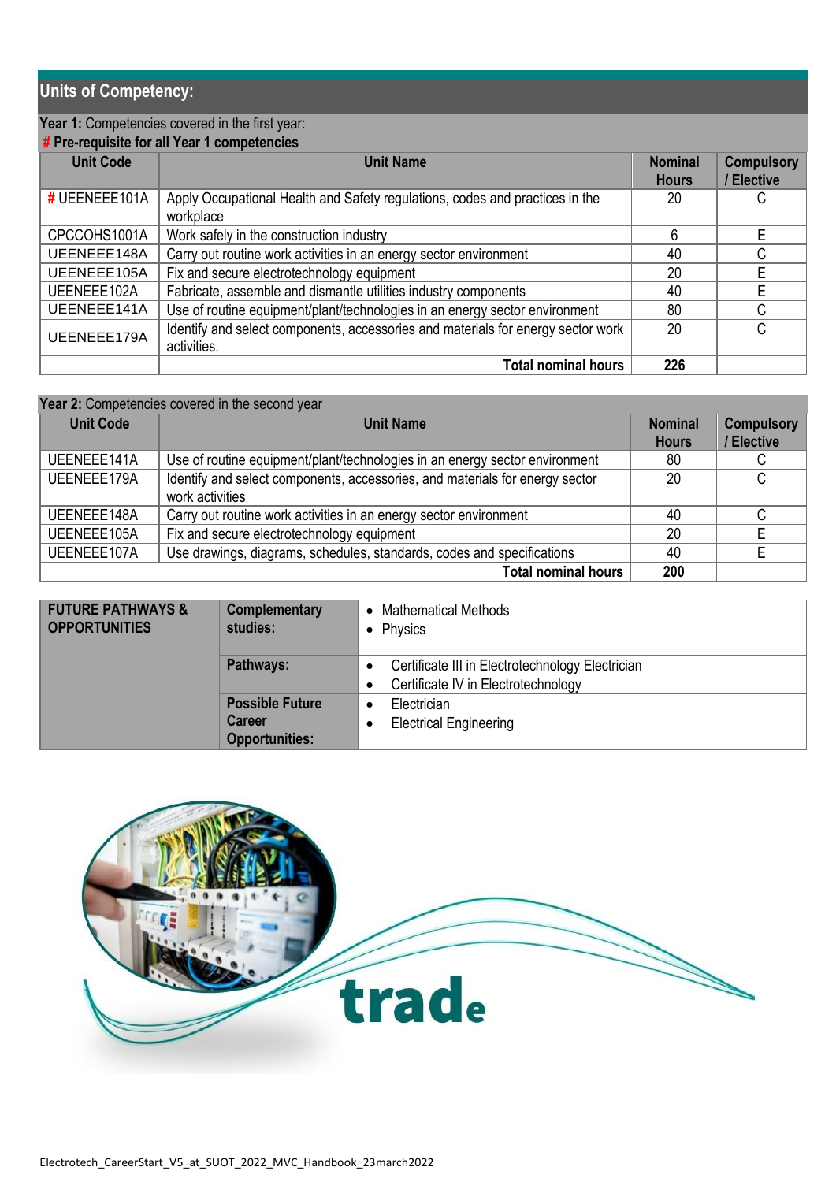## Units of Competency:

**Year 1:** Competencies covered in the first year:

**# Pre-requisite for all Year 1 competencies**

| Unit Code | Unit Name | Nominal Hours | Compulsory / Elective |
|---|---|---|---|
| # UEENEEE101A | Apply Occupational Health and Safety regulations, codes and practices in the workplace | 20 | C |
| CPCCOHS1001A | Work safely in the construction industry | 6 | E |
| UEENEEE148A | Carry out routine work activities in an energy sector environment | 40 | C |
| UEENEEE105A | Fix and secure electrotechnology equipment | 20 | E |
| UEENEEE102A | Fabricate, assemble and dismantle utilities industry components | 40 | E |
| UEENEEE141A | Use of routine equipment/plant/technologies in an energy sector environment | 80 | C |
| UEENEEE179A | Identify and select components, accessories and materials for energy sector work activities. | 20 | C |
| | **Total nominal hours** | **226** | |

**Year 2:** Competencies covered in the second year

| Unit Code | Unit Name | Nominal Hours | Compulsory / Elective |
|---|---|---|---|
| UEENEEE141A | Use of routine equipment/plant/technologies in an energy sector environment | 80 | C |
| UEENEEE179A | Identify and select components, accessories, and materials for energy sector work activities | 20 | C |
| UEENEEE148A | Carry out routine work activities in an energy sector environment | 40 | C |
| UEENEEE105A | Fix and secure electrotechnology equipment | 20 | E |
| UEENEEE107A | Use drawings, diagrams, schedules, standards, codes and specifications | 40 | E |
| | **Total nominal hours** | **200** | |

| | | |
|---|---|---|
| **FUTURE PATHWAYS & OPPORTUNITIES** | **Complementary studies:** | • Mathematical Methods<br>• Physics |
| | **Pathways:** | • Certificate III in Electrotechnology Electrician<br>• Certificate IV in Electrotechnology |
| | **Possible Future Career Opportunities:** | • Electrician<br>• Electrical Engineering |

trade